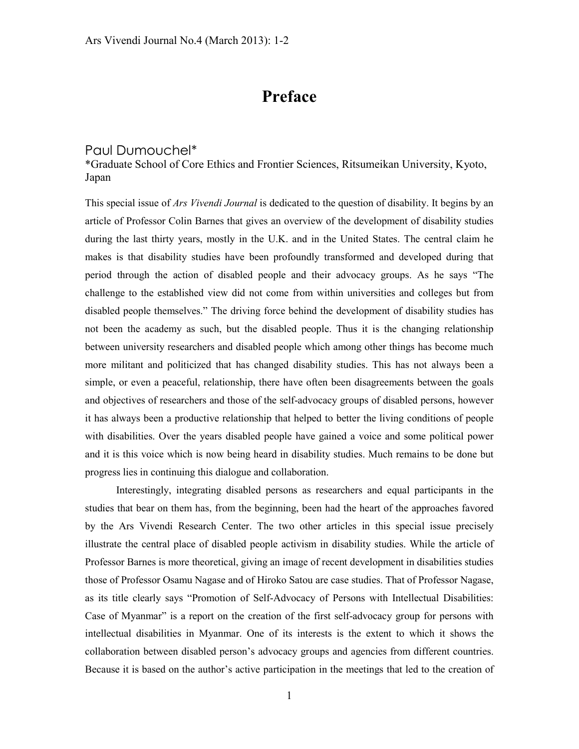# Preface

Paul Dumouchel*

*Graduate School of Core Ethics and Frontier Sciences, Ritsumeikan University, Kyoto, Japan

This special issue of *Ars Vivendi Journal* is dedicated to the question of disability. It begins by an article of Professor Colin Barnes that gives an overview of the development of disability studies during the last thirty years, mostly in the U.K. and in the United States. The central claim he makes is that disability studies have been profoundly transformed and developed during that period through the action of disabled people and their advocacy groups. As he says "The challenge to the established view did not come from within universities and colleges but from disabled people themselves." The driving force behind the development of disability studies has not been the academy as such, but the disabled people. Thus it is the changing relationship between university researchers and disabled people which among other things has become much more militant and politicized that has changed disability studies. This has not always been a simple, or even a peaceful, relationship, there have often been disagreements between the goals and objectives of researchers and those of the self-advocacy groups of disabled persons, however it has always been a productive relationship that helped to better the living conditions of people with disabilities. Over the years disabled people have gained a voice and some political power and it is this voice which is now being heard in disability studies. Much remains to be done but progress lies in continuing this dialogue and collaboration.

Interestingly, integrating disabled persons as researchers and equal participants in the studies that bear on them has, from the beginning, been had the heart of the approaches favored by the Ars Vivendi Research Center. The two other articles in this special issue precisely illustrate the central place of disabled people activism in disability studies. While the article of Professor Barnes is more theoretical, giving an image of recent development in disabilities studies those of Professor Osamu Nagase and of Hiroko Satou are case studies. That of Professor Nagase, as its title clearly says "Promotion of Self-Advocacy of Persons with Intellectual Disabilities: Case of Myanmar" is a report on the creation of the first self-advocacy group for persons with intellectual disabilities in Myanmar. One of its interests is the extent to which it shows the collaboration between disabled person's advocacy groups and agencies from different countries. Because it is based on the author's active participation in the meetings that led to the creation of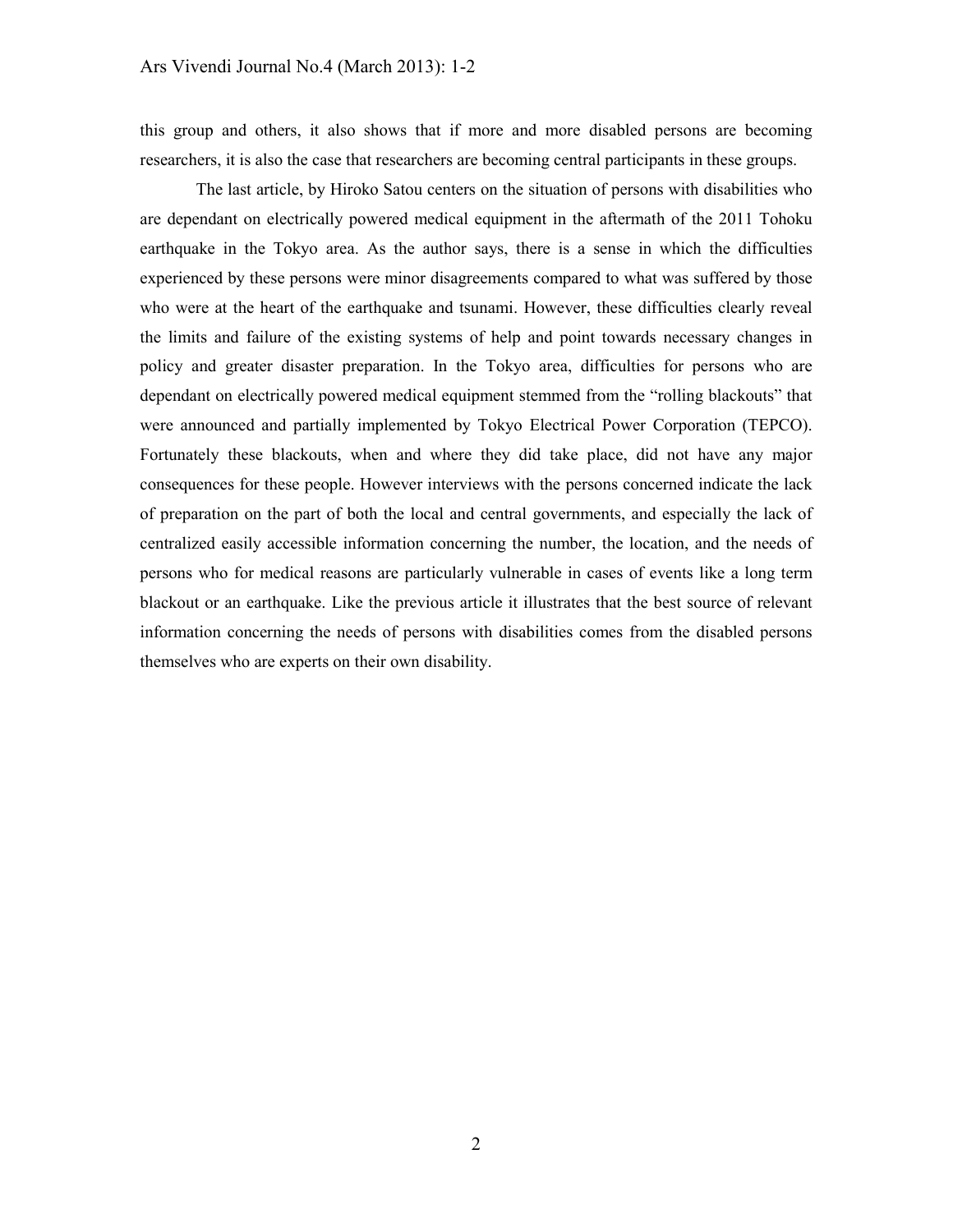this group and others, it also shows that if more and more disabled persons are becoming researchers, it is also the case that researchers are becoming central participants in these groups.

The last article, by Hiroko Satou centers on the situation of persons with disabilities who are dependant on electrically powered medical equipment in the aftermath of the 2011 Tohoku earthquake in the Tokyo area. As the author says, there is a sense in which the difficulties experienced by these persons were minor disagreements compared to what was suffered by those who were at the heart of the earthquake and tsunami. However, these difficulties clearly reveal the limits and failure of the existing systems of help and point towards necessary changes in policy and greater disaster preparation. In the Tokyo area, difficulties for persons who are dependant on electrically powered medical equipment stemmed from the "rolling blackouts" that were announced and partially implemented by Tokyo Electrical Power Corporation (TEPCO). Fortunately these blackouts, when and where they did take place, did not have any major consequences for these people. However interviews with the persons concerned indicate the lack of preparation on the part of both the local and central governments, and especially the lack of centralized easily accessible information concerning the number, the location, and the needs of persons who for medical reasons are particularly vulnerable in cases of events like a long term blackout or an earthquake. Like the previous article it illustrates that the best source of relevant information concerning the needs of persons with disabilities comes from the disabled persons themselves who are experts on their own disability.